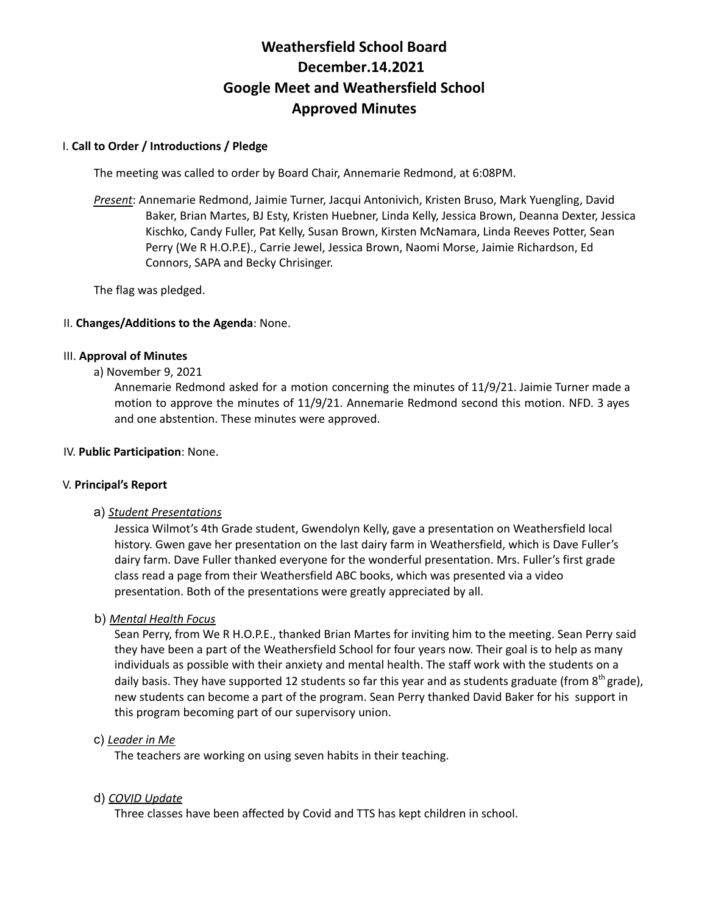# Weathersfield School Board
# December.14.2021
# Google Meet and Weathersfield School
# Approved Minutes

I. **Call to Order / Introductions / Pledge**

The meeting was called to order by Board Chair, Annemarie Redmond, at 6:08PM.

*Present*: Annemarie Redmond, Jaimie Turner, Jacqui Antonivich, Kristen Bruso, Mark Yuengling, David Baker, Brian Martes, BJ Esty, Kristen Huebner, Linda Kelly, Jessica Brown, Deanna Dexter, Jessica Kischko, Candy Fuller, Pat Kelly, Susan Brown, Kirsten McNamara, Linda Reeves Potter, Sean Perry (We R H.O.P.E)., Carrie Jewel, Jessica Brown, Naomi Morse, Jaimie Richardson, Ed Connors, SAPA and Becky Chrisinger.

The flag was pledged.

II. **Changes/Additions to the Agenda**: None.

III. **Approval of Minutes**

a) November 9, 2021

Annemarie Redmond asked for a motion concerning the minutes of 11/9/21. Jaimie Turner made a motion to approve the minutes of 11/9/21. Annemarie Redmond second this motion. NFD. 3 ayes and one abstention. These minutes were approved.

IV. **Public Participation**: None.

V. **Principal's Report**

a) *Student Presentations*

Jessica Wilmot's 4th Grade student, Gwendolyn Kelly, gave a presentation on Weathersfield local history. Gwen gave her presentation on the last dairy farm in Weathersfield, which is Dave Fuller's dairy farm. Dave Fuller thanked everyone for the wonderful presentation. Mrs. Fuller's first grade class read a page from their Weathersfield ABC books, which was presented via a video presentation. Both of the presentations were greatly appreciated by all.

b) *Mental Health Focus*

Sean Perry, from We R H.O.P.E., thanked Brian Martes for inviting him to the meeting. Sean Perry said they have been a part of the Weathersfield School for four years now. Their goal is to help as many individuals as possible with their anxiety and mental health. The staff work with the students on a daily basis. They have supported 12 students so far this year and as students graduate (from 8th grade), new students can become a part of the program. Sean Perry thanked David Baker for his support in this program becoming part of our supervisory union.

c) *Leader in Me*

The teachers are working on using seven habits in their teaching.

d) *COVID Update*

Three classes have been affected by Covid and TTS has kept children in school.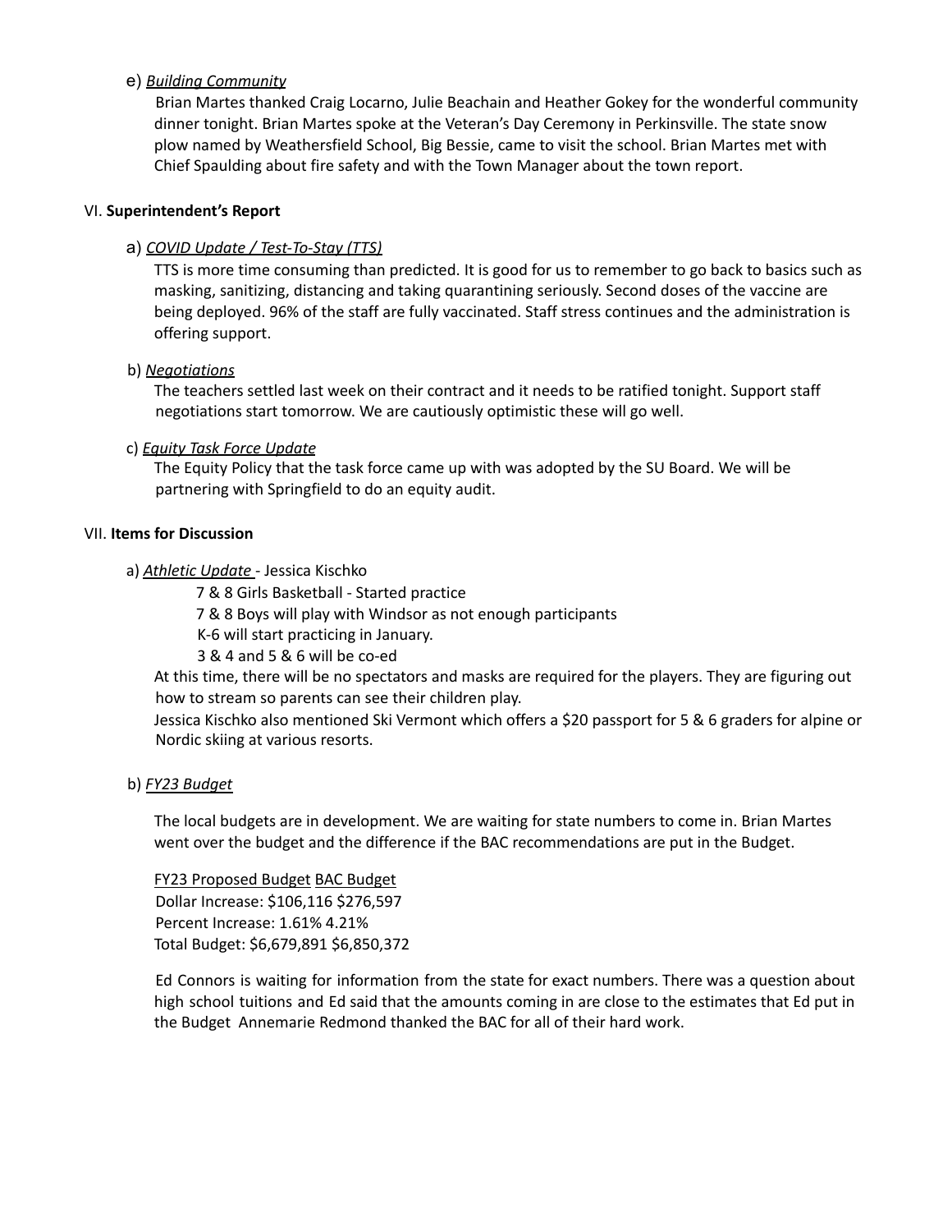e) *Building Community*

Brian Martes thanked Craig Locarno, Julie Beachain and Heather Gokey for the wonderful community dinner tonight. Brian Martes spoke at the Veteran's Day Ceremony in Perkinsville. The state snow plow named by Weathersfield School, Big Bessie, came to visit the school. Brian Martes met with Chief Spaulding about fire safety and with the Town Manager about the town report.

VI. **Superintendent's Report**

a) *COVID Update / Test-To-Stay (TTS)*

TTS is more time consuming than predicted. It is good for us to remember to go back to basics such as masking, sanitizing, distancing and taking quarantining seriously. Second doses of the vaccine are being deployed. 96% of the staff are fully vaccinated. Staff stress continues and the administration is offering support.

b) *Negotiations*

The teachers settled last week on their contract and it needs to be ratified tonight. Support staff negotiations start tomorrow. We are cautiously optimistic these will go well.

c) *Equity Task Force Update*

The Equity Policy that the task force came up with was adopted by the SU Board. We will be partnering with Springfield to do an equity audit.

VII. **Items for Discussion**

a) *Athletic Update* - Jessica Kischko

7 & 8 Girls Basketball - Started practice
7 & 8 Boys will play with Windsor as not enough participants
K-6 will start practicing in January.
3 & 4 and 5 & 6 will be co-ed

At this time, there will be no spectators and masks are required for the players. They are figuring out how to stream so parents can see their children play.

Jessica Kischko also mentioned Ski Vermont which offers a $20 passport for 5 & 6 graders for alpine or Nordic skiing at various resorts.

b) *FY23 Budget*

The local budgets are in development. We are waiting for state numbers to come in. Brian Martes went over the budget and the difference if the BAC recommendations are put in the Budget.

| | FY23 Proposed Budget | BAC Budget |
|---|---|---|
| Dollar Increase: | $106,116 | $276,597 |
| Percent Increase: | 1.61% | 4.21% |
| Total Budget: | $6,679,891 | $6,850,372 |

Ed Connors is waiting for information from the state for exact numbers. There was a question about high school tuitions and Ed said that the amounts coming in are close to the estimates that Ed put in the Budget Annemarie Redmond thanked the BAC for all of their hard work.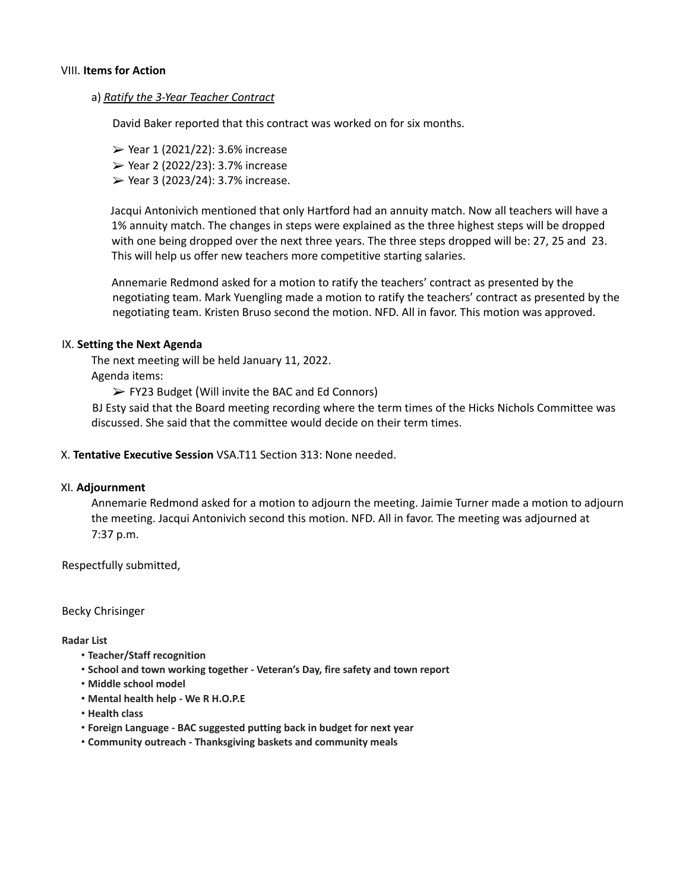VIII. **Items for Action**

a) *Ratify the 3-Year Teacher Contract*

David Baker reported that this contract was worked on for six months.

- ➢ Year 1 (2021/22): 3.6% increase
- ➢ Year 2 (2022/23): 3.7% increase
- ➢ Year 3 (2023/24): 3.7% increase.

Jacqui Antonivich mentioned that only Hartford had an annuity match. Now all teachers will have a 1% annuity match. The changes in steps were explained as the three highest steps will be dropped with one being dropped over the next three years. The three steps dropped will be: 27, 25 and 23. This will help us offer new teachers more competitive starting salaries.

Annemarie Redmond asked for a motion to ratify the teachers' contract as presented by the negotiating team. Mark Yuengling made a motion to ratify the teachers' contract as presented by the negotiating team. Kristen Bruso second the motion. NFD. All in favor. This motion was approved.

IX. **Setting the Next Agenda**

The next meeting will be held January 11, 2022.

Agenda items:

- ➢ FY23 Budget (Will invite the BAC and Ed Connors)

BJ Esty said that the Board meeting recording where the term times of the Hicks Nichols Committee was discussed. She said that the committee would decide on their term times.

X. **Tentative Executive Session** VSA.T11 Section 313: None needed.

XI. **Adjournment**

Annemarie Redmond asked for a motion to adjourn the meeting. Jaimie Turner made a motion to adjourn the meeting. Jacqui Antonivich second this motion. NFD. All in favor. The meeting was adjourned at 7:37 p.m.

Respectfully submitted,

Becky Chrisinger

**Radar List**

- **Teacher/Staff recognition**
- **School and town working together - Veteran's Day, fire safety and town report**
- **Middle school model**
- **Mental health help - We R H.O.P.E**
- **Health class**
- **Foreign Language - BAC suggested putting back in budget for next year**
- **Community outreach - Thanksgiving baskets and community meals**